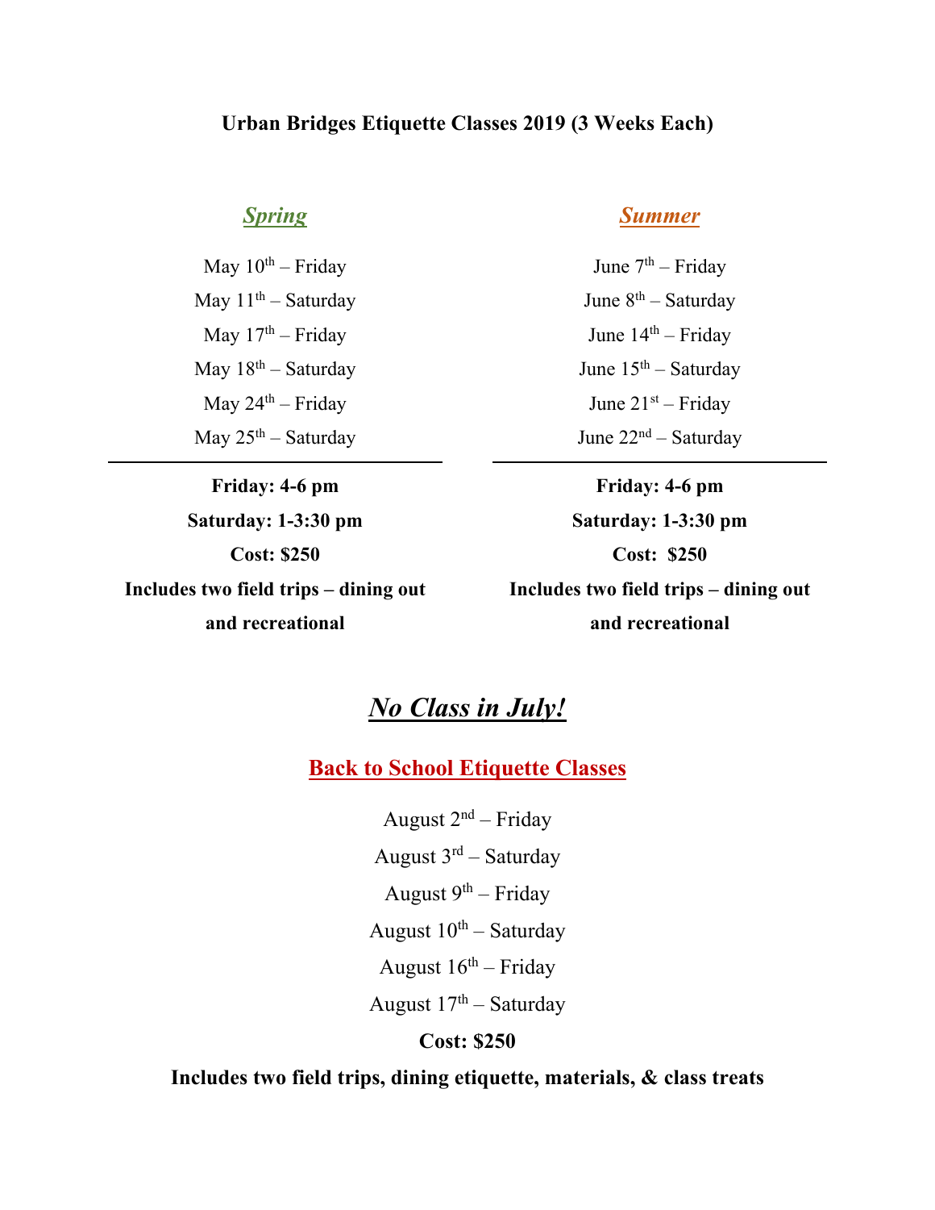# Urban Bridges Etiquette Classes 2019 (3 Weeks Each)

## *Spring*

May 10th – Friday

May 11th – Saturday

May 17th – Friday

May 18th – Saturday

May 24th – Friday

May 25th – Saturday

**Friday: 4-6 pm**

**Saturday: 1-3:30 pm**

**Cost: $250**

**Includes two field trips – dining out and recreational**

## *Summer*

June 7th – Friday

June 8th – Saturday

June 14th – Friday

June 15th – Saturday

June 21st – Friday

June 22nd – Saturday

**Friday: 4-6 pm**

**Saturday: 1-3:30 pm**

**Cost: $250**

**Includes two field trips – dining out and recreational**

## *No Class in July!*

## Back to School Etiquette Classes

August 2nd – Friday

August 3rd – Saturday

August 9th – Friday

August 10th – Saturday

August 16th – Friday

August 17th – Saturday

**Cost: $250**

**Includes two field trips, dining etiquette, materials, & class treats**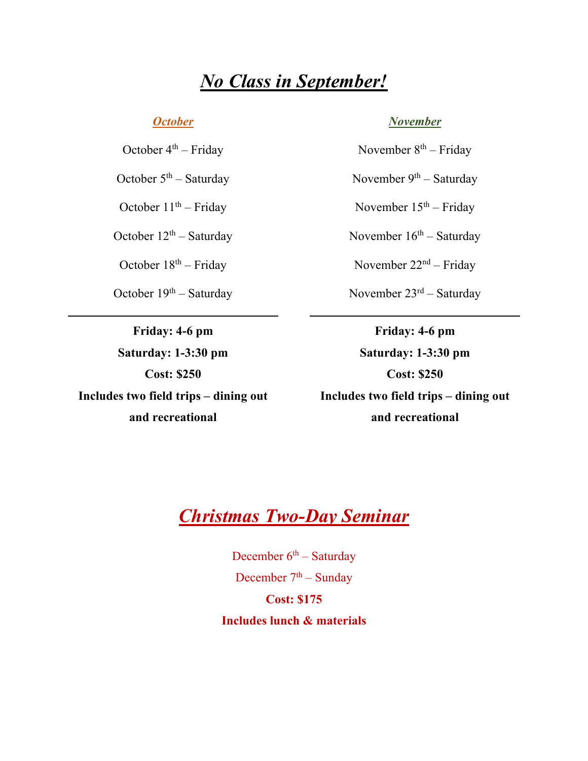# ***No Class in September!***

***October***

October 4th – Friday

October 5th – Saturday

October 11th – Friday

October 12th – Saturday

October 18th – Friday

October 19th – Saturday

**Friday: 4-6 pm**

**Saturday: 1-3:30 pm**

**Cost: $250**

**Includes two field trips – dining out and recreational**

***November***

November 8th – Friday

November 9th – Saturday

November 15th – Friday

November 16th – Saturday

November 22nd – Friday

November 23rd – Saturday

**Friday: 4-6 pm**

**Saturday: 1-3:30 pm**

**Cost: $250**

**Includes two field trips – dining out and recreational**

# ***Christmas Two-Day Seminar***

December 6th – Saturday

December 7th – Sunday

**Cost: $175**

**Includes lunch & materials**